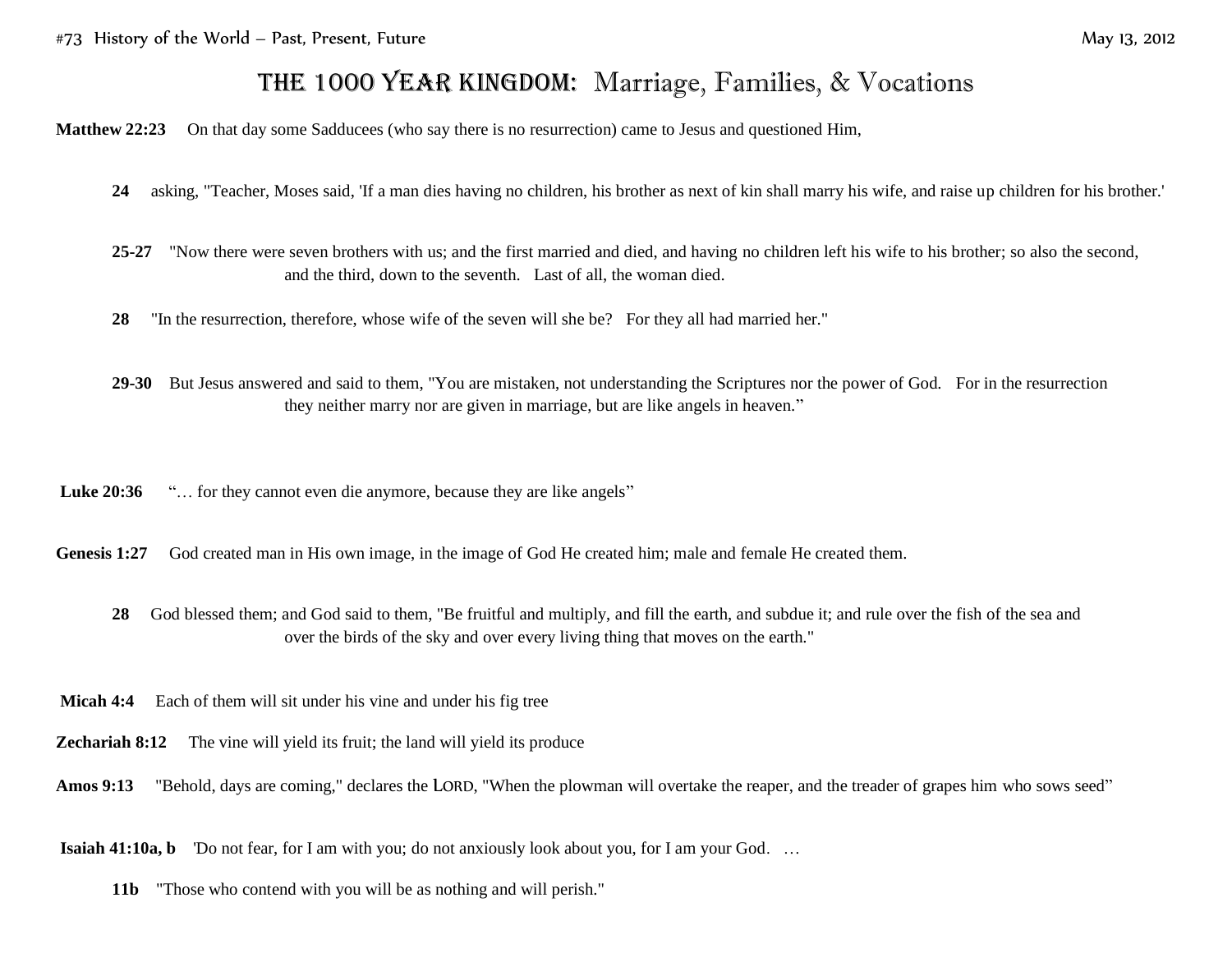# THE 1000 YEAR KINGDOM: Marriage, Families, & Vocations

**Matthew 22:23** On that day some Sadducees (who say there is no resurrection) came to Jesus and questioned Him,

**24** asking, "Teacher, Moses said, 'If a man dies having no children, his brother as next of kin shall marry his wife, and raise up children for his brother.'

**25-27** "Now there were seven brothers with us; and the first married and died, and having no children left his wife to his brother; so also the second, and the third, down to the seventh. Last of all, the woman died.

**28** "In the resurrection, therefore, whose wife of the seven will she be? For they all had married her."

**29-30** But Jesus answered and said to them, "You are mistaken, not understanding the Scriptures nor the power of God. For in the resurrection they neither marry nor are given in marriage, but are like angels in heaven."

**Luke 20:36** "… for they cannot even die anymore, because they are like angels"

**Genesis 1:27** God created man in His own image, in the image of God He created him; male and female He created them.

**28** God blessed them; and God said to them, "Be fruitful and multiply, and fill the earth, and subdue it; and rule over the fish of the sea and over the birds of the sky and over every living thing that moves on the earth."

**Micah 4:4** Each of them will sit under his vine and under his fig tree

**Zechariah 8:12** The vine will yield its fruit; the land will yield its produce

**Amos 9:13** "Behold, days are coming," declares the LORD, "When the plowman will overtake the reaper, and the treader of grapes him who sows seed"

**Isaiah 41:10a, b** 'Do not fear, for I am with you; do not anxiously look about you, for I am your God. …

**11b** "Those who contend with you will be as nothing and will perish."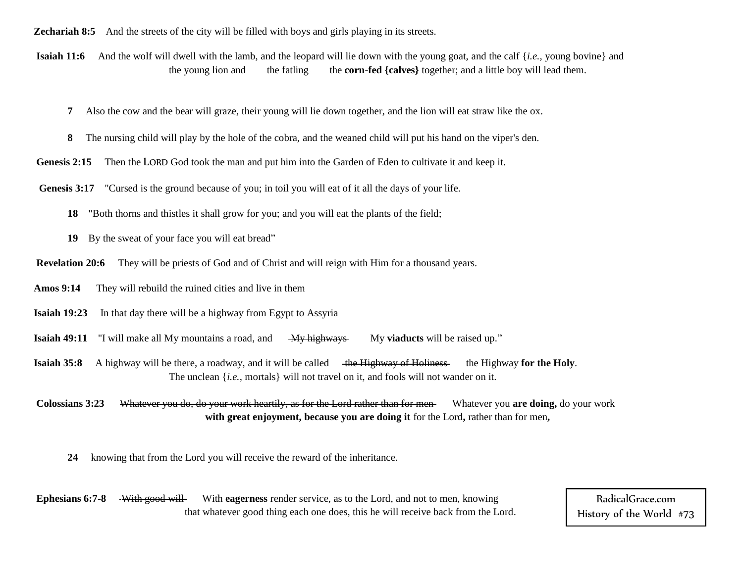**Zechariah 8:5** And the streets of the city will be filled with boys and girls playing in its streets.

**Isaiah 11:6** And the wolf will dwell with the lamb, and the leopard will lie down with the young goat, and the calf {*i.e.,* young bovine} and the young lion and ~~the fatling~~ the **corn-fed {calves}** together; and a little boy will lead them.

**7** Also the cow and the bear will graze, their young will lie down together, and the lion will eat straw like the ox.

**8** The nursing child will play by the hole of the cobra, and the weaned child will put his hand on the viper's den.

**Genesis 2:15** Then the LORD God took the man and put him into the Garden of Eden to cultivate it and keep it.

**Genesis 3:17** "Cursed is the ground because of you; in toil you will eat of it all the days of your life.

**18** "Both thorns and thistles it shall grow for you; and you will eat the plants of the field;

**19** By the sweat of your face you will eat bread"

**Revelation 20:6** They will be priests of God and of Christ and will reign with Him for a thousand years.

**Amos 9:14** They will rebuild the ruined cities and live in them

**Isaiah 19:23** In that day there will be a highway from Egypt to Assyria

**Isaiah 49:11** "I will make all My mountains a road, and ~~My highways~~ My **viaducts** will be raised up."

**Isaiah 35:8** A highway will be there, a roadway, and it will be called ~~the Highway of Holiness~~ the Highway **for the Holy**. The unclean {*i.e.,* mortals} will not travel on it, and fools will not wander on it.

**Colossians 3:23** ~~Whatever you do, do your work heartily, as for the Lord rather than for men~~ Whatever you **are doing,** do your work **with great enjoyment, because you are doing it** for the Lord**,** rather than for men**,**

**24** knowing that from the Lord you will receive the reward of the inheritance.

**Ephesians 6:7-8** ~~With good will~~ With **eagerness** render service, as to the Lord, and not to men, knowing that whatever good thing each one does, this he will receive back from the Lord.

RadicalGrace.com
History of the World #73